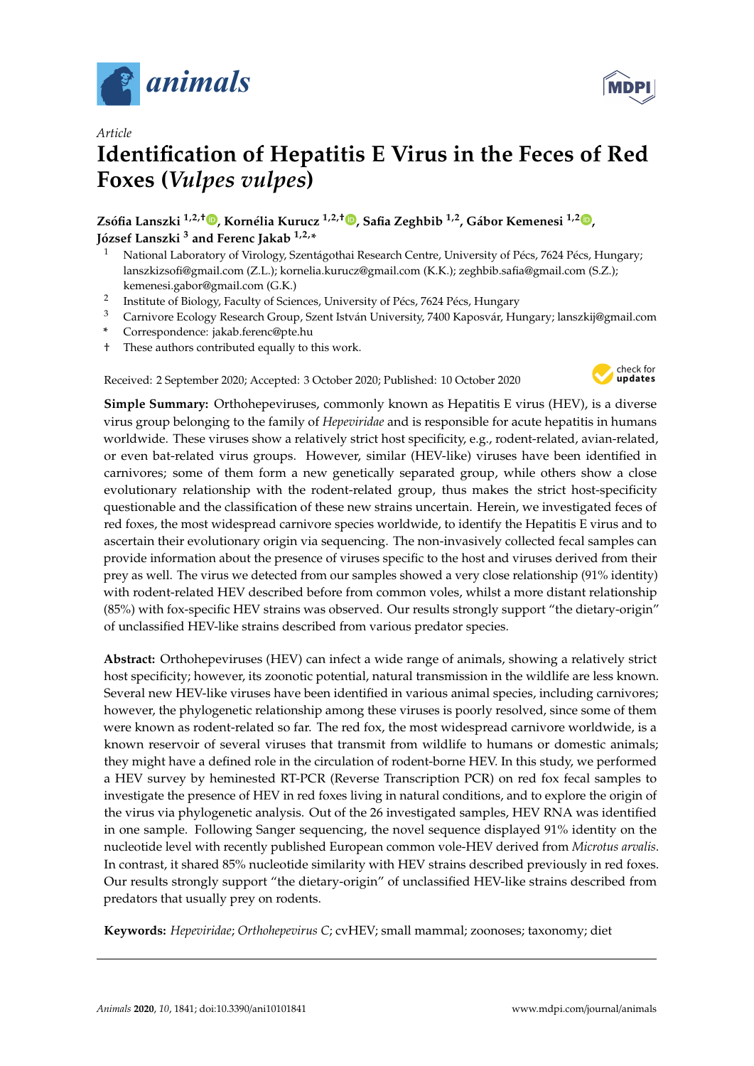Article

# Identification of Hepatitis E Virus in the Feces of Red Foxes (*Vulpes vulpes*)

**Zsófia Lanszki [1,2,†], Kornélia Kurucz [1,2,†], Safia Zeghbib [1,2], Gábor Kemenesi [1,2], József Lanszki [3] and Ferenc Jakab [1,2,*]**

1. National Laboratory of Virology, Szentágothai Research Centre, University of Pécs, 7624 Pécs, Hungary; lanszkizsofi@gmail.com (Z.L.); kornelia.kurucz@gmail.com (K.K.); zeghbib.safia@gmail.com (S.Z.); kemenesi.gabor@gmail.com (G.K.)
2. Institute of Biology, Faculty of Sciences, University of Pécs, 7624 Pécs, Hungary
3. Carnivore Ecology Research Group, Szent István University, 7400 Kaposvár, Hungary; lanszkij@gmail.com

\* Correspondence: jakab.ferenc@pte.hu

† These authors contributed equally to this work.

Received: 2 September 2020; Accepted: 3 October 2020; Published: 10 October 2020

**Simple Summary:** Orthohepeviruses, commonly known as Hepatitis E virus (HEV), is a diverse virus group belonging to the family of *Hepeviridae* and is responsible for acute hepatitis in humans worldwide. These viruses show a relatively strict host specificity, e.g., rodent-related, avian-related, or even bat-related virus groups. However, similar (HEV-like) viruses have been identified in carnivores; some of them form a new genetically separated group, while others show a close evolutionary relationship with the rodent-related group, thus makes the strict host-specificity questionable and the classification of these new strains uncertain. Herein, we investigated feces of red foxes, the most widespread carnivore species worldwide, to identify the Hepatitis E virus and to ascertain their evolutionary origin via sequencing. The non-invasively collected fecal samples can provide information about the presence of viruses specific to the host and viruses derived from their prey as well. The virus we detected from our samples showed a very close relationship (91% identity) with rodent-related HEV described before from common voles, whilst a more distant relationship (85%) with fox-specific HEV strains was observed. Our results strongly support "the dietary-origin" of unclassified HEV-like strains described from various predator species.

**Abstract:** Orthohepeviruses (HEV) can infect a wide range of animals, showing a relatively strict host specificity; however, its zoonotic potential, natural transmission in the wildlife are less known. Several new HEV-like viruses have been identified in various animal species, including carnivores; however, the phylogenetic relationship among these viruses is poorly resolved, since some of them were known as rodent-related so far. The red fox, the most widespread carnivore worldwide, is a known reservoir of several viruses that transmit from wildlife to humans or domestic animals; they might have a defined role in the circulation of rodent-borne HEV. In this study, we performed a HEV survey by heminested RT-PCR (Reverse Transcription PCR) on red fox fecal samples to investigate the presence of HEV in red foxes living in natural conditions, and to explore the origin of the virus via phylogenetic analysis. Out of the 26 investigated samples, HEV RNA was identified in one sample. Following Sanger sequencing, the novel sequence displayed 91% identity on the nucleotide level with recently published European common vole-HEV derived from *Microtus arvalis*. In contrast, it shared 85% nucleotide similarity with HEV strains described previously in red foxes. Our results strongly support "the dietary-origin" of unclassified HEV-like strains described from predators that usually prey on rodents.

**Keywords:** *Hepeviridae*; *Orthohepevirus C*; cvHEV; small mammal; zoonoses; taxonomy; diet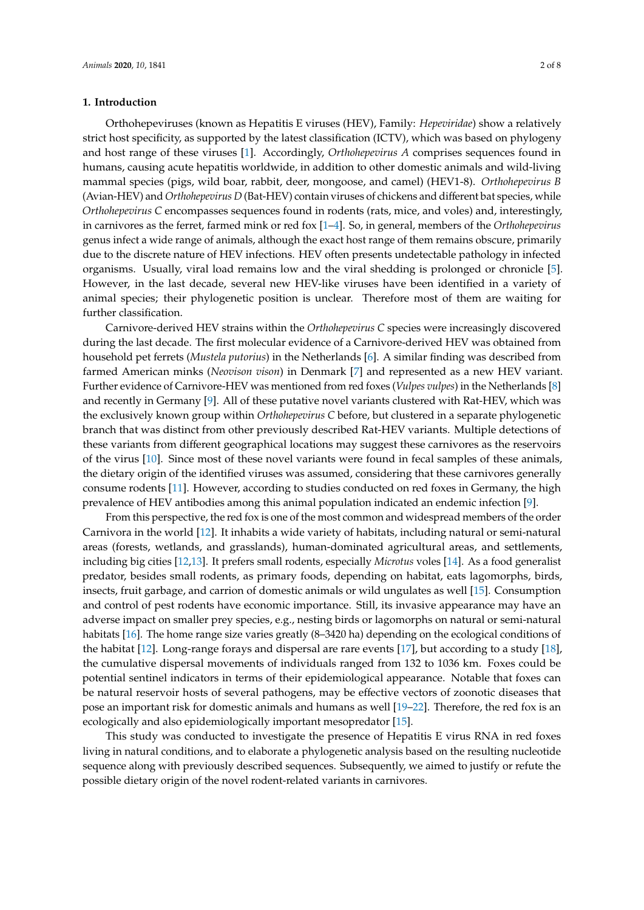## 1. Introduction

Orthohepeviruses (known as Hepatitis E viruses (HEV), Family: *Hepeviridae*) show a relatively strict host specificity, as supported by the latest classification (ICTV), which was based on phylogeny and host range of these viruses [1]. Accordingly, *Orthohepevirus A* comprises sequences found in humans, causing acute hepatitis worldwide, in addition to other domestic animals and wild-living mammal species (pigs, wild boar, rabbit, deer, mongoose, and camel) (HEV1-8). *Orthohepevirus B* (Avian-HEV) and *Orthohepevirus D* (Bat-HEV) contain viruses of chickens and different bat species, while *Orthohepevirus C* encompasses sequences found in rodents (rats, mice, and voles) and, interestingly, in carnivores as the ferret, farmed mink or red fox [1–4]. So, in general, members of the *Orthohepevirus* genus infect a wide range of animals, although the exact host range of them remains obscure, primarily due to the discrete nature of HEV infections. HEV often presents undetectable pathology in infected organisms. Usually, viral load remains low and the viral shedding is prolonged or chronicle [5]. However, in the last decade, several new HEV-like viruses have been identified in a variety of animal species; their phylogenetic position is unclear. Therefore most of them are waiting for further classification.

Carnivore-derived HEV strains within the *Orthohepevirus C* species were increasingly discovered during the last decade. The first molecular evidence of a Carnivore-derived HEV was obtained from household pet ferrets (*Mustela putorius*) in the Netherlands [6]. A similar finding was described from farmed American minks (*Neovison vison*) in Denmark [7] and represented as a new HEV variant. Further evidence of Carnivore-HEV was mentioned from red foxes (*Vulpes vulpes*) in the Netherlands [8] and recently in Germany [9]. All of these putative novel variants clustered with Rat-HEV, which was the exclusively known group within *Orthohepevirus C* before, but clustered in a separate phylogenetic branch that was distinct from other previously described Rat-HEV variants. Multiple detections of these variants from different geographical locations may suggest these carnivores as the reservoirs of the virus [10]. Since most of these novel variants were found in fecal samples of these animals, the dietary origin of the identified viruses was assumed, considering that these carnivores generally consume rodents [11]. However, according to studies conducted on red foxes in Germany, the high prevalence of HEV antibodies among this animal population indicated an endemic infection [9].

From this perspective, the red fox is one of the most common and widespread members of the order Carnivora in the world [12]. It inhabits a wide variety of habitats, including natural or semi-natural areas (forests, wetlands, and grasslands), human-dominated agricultural areas, and settlements, including big cities [12,13]. It prefers small rodents, especially *Microtus* voles [14]. As a food generalist predator, besides small rodents, as primary foods, depending on habitat, eats lagomorphs, birds, insects, fruit garbage, and carrion of domestic animals or wild ungulates as well [15]. Consumption and control of pest rodents have economic importance. Still, its invasive appearance may have an adverse impact on smaller prey species, e.g., nesting birds or lagomorphs on natural or semi-natural habitats [16]. The home range size varies greatly (8–3420 ha) depending on the ecological conditions of the habitat [12]. Long-range forays and dispersal are rare events [17], but according to a study [18], the cumulative dispersal movements of individuals ranged from 132 to 1036 km. Foxes could be potential sentinel indicators in terms of their epidemiological appearance. Notable that foxes can be natural reservoir hosts of several pathogens, may be effective vectors of zoonotic diseases that pose an important risk for domestic animals and humans as well [19–22]. Therefore, the red fox is an ecologically and also epidemiologically important mesopredator [15].

This study was conducted to investigate the presence of Hepatitis E virus RNA in red foxes living in natural conditions, and to elaborate a phylogenetic analysis based on the resulting nucleotide sequence along with previously described sequences. Subsequently, we aimed to justify or refute the possible dietary origin of the novel rodent-related variants in carnivores.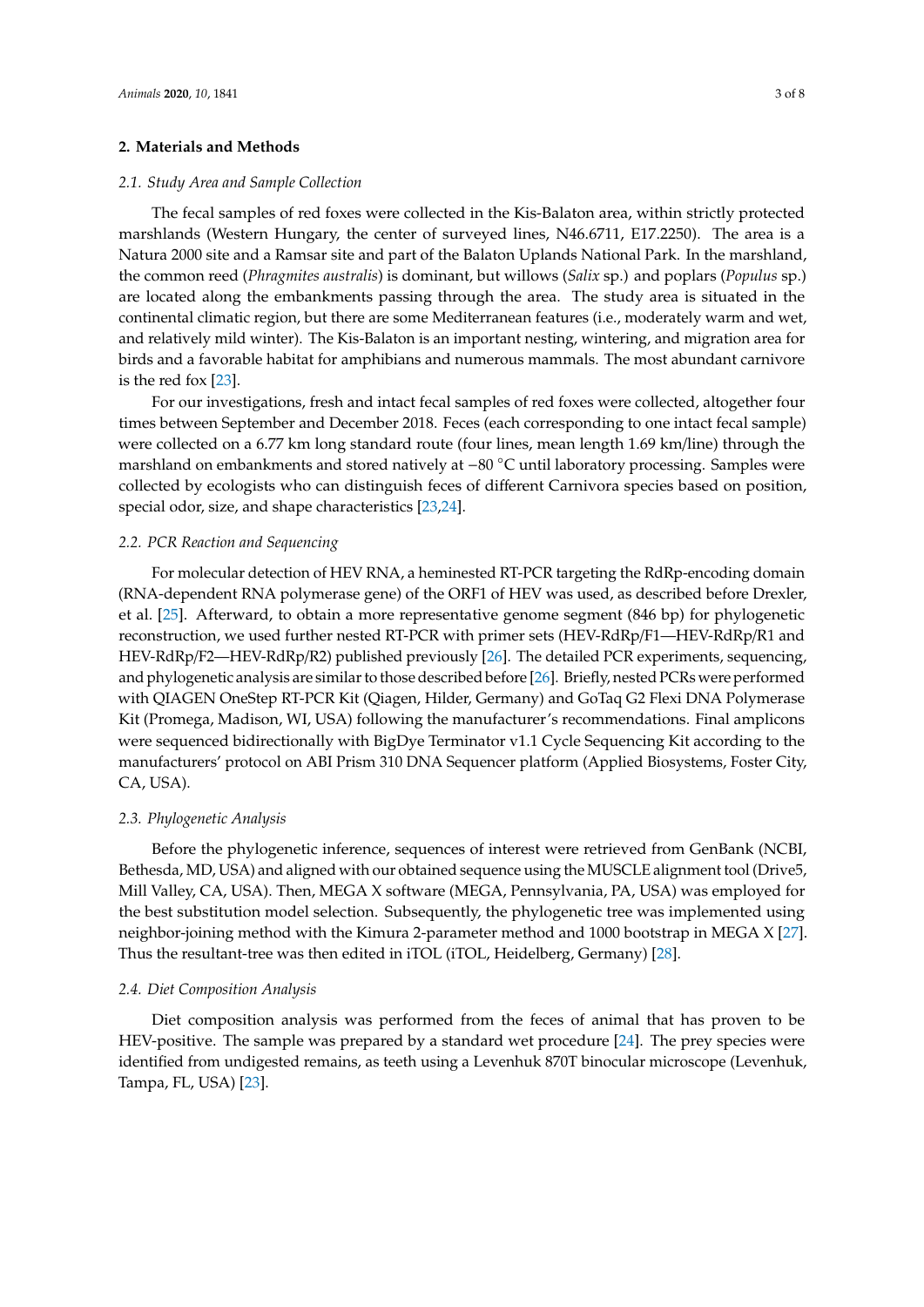## 2. Materials and Methods

### 2.1. Study Area and Sample Collection

The fecal samples of red foxes were collected in the Kis-Balaton area, within strictly protected marshlands (Western Hungary, the center of surveyed lines, N46.6711, E17.2250). The area is a Natura 2000 site and a Ramsar site and part of the Balaton Uplands National Park. In the marshland, the common reed (*Phragmites australis*) is dominant, but willows (*Salix* sp.) and poplars (*Populus* sp.) are located along the embankments passing through the area. The study area is situated in the continental climatic region, but there are some Mediterranean features (i.e., moderately warm and wet, and relatively mild winter). The Kis-Balaton is an important nesting, wintering, and migration area for birds and a favorable habitat for amphibians and numerous mammals. The most abundant carnivore is the red fox [23].

For our investigations, fresh and intact fecal samples of red foxes were collected, altogether four times between September and December 2018. Feces (each corresponding to one intact fecal sample) were collected on a 6.77 km long standard route (four lines, mean length 1.69 km/line) through the marshland on embankments and stored natively at −80 °C until laboratory processing. Samples were collected by ecologists who can distinguish feces of different Carnivora species based on position, special odor, size, and shape characteristics [23,24].

### 2.2. PCR Reaction and Sequencing

For molecular detection of HEV RNA, a heminested RT-PCR targeting the RdRp-encoding domain (RNA-dependent RNA polymerase gene) of the ORF1 of HEV was used, as described before Drexler, et al. [25]. Afterward, to obtain a more representative genome segment (846 bp) for phylogenetic reconstruction, we used further nested RT-PCR with primer sets (HEV-RdRp/F1—HEV-RdRp/R1 and HEV-RdRp/F2—HEV-RdRp/R2) published previously [26]. The detailed PCR experiments, sequencing, and phylogenetic analysis are similar to those described before [26]. Briefly, nested PCRs were performed with QIAGEN OneStep RT-PCR Kit (Qiagen, Hilder, Germany) and GoTaq G2 Flexi DNA Polymerase Kit (Promega, Madison, WI, USA) following the manufacturer's recommendations. Final amplicons were sequenced bidirectionally with BigDye Terminator v1.1 Cycle Sequencing Kit according to the manufacturers' protocol on ABI Prism 310 DNA Sequencer platform (Applied Biosystems, Foster City, CA, USA).

### 2.3. Phylogenetic Analysis

Before the phylogenetic inference, sequences of interest were retrieved from GenBank (NCBI, Bethesda, MD, USA) and aligned with our obtained sequence using the MUSCLE alignment tool (Drive5, Mill Valley, CA, USA). Then, MEGA X software (MEGA, Pennsylvania, PA, USA) was employed for the best substitution model selection. Subsequently, the phylogenetic tree was implemented using neighbor-joining method with the Kimura 2-parameter method and 1000 bootstrap in MEGA X [27]. Thus the resultant-tree was then edited in iTOL (iTOL, Heidelberg, Germany) [28].

### 2.4. Diet Composition Analysis

Diet composition analysis was performed from the feces of animal that has proven to be HEV-positive. The sample was prepared by a standard wet procedure [24]. The prey species were identified from undigested remains, as teeth using a Levenhuk 870T binocular microscope (Levenhuk, Tampa, FL, USA) [23].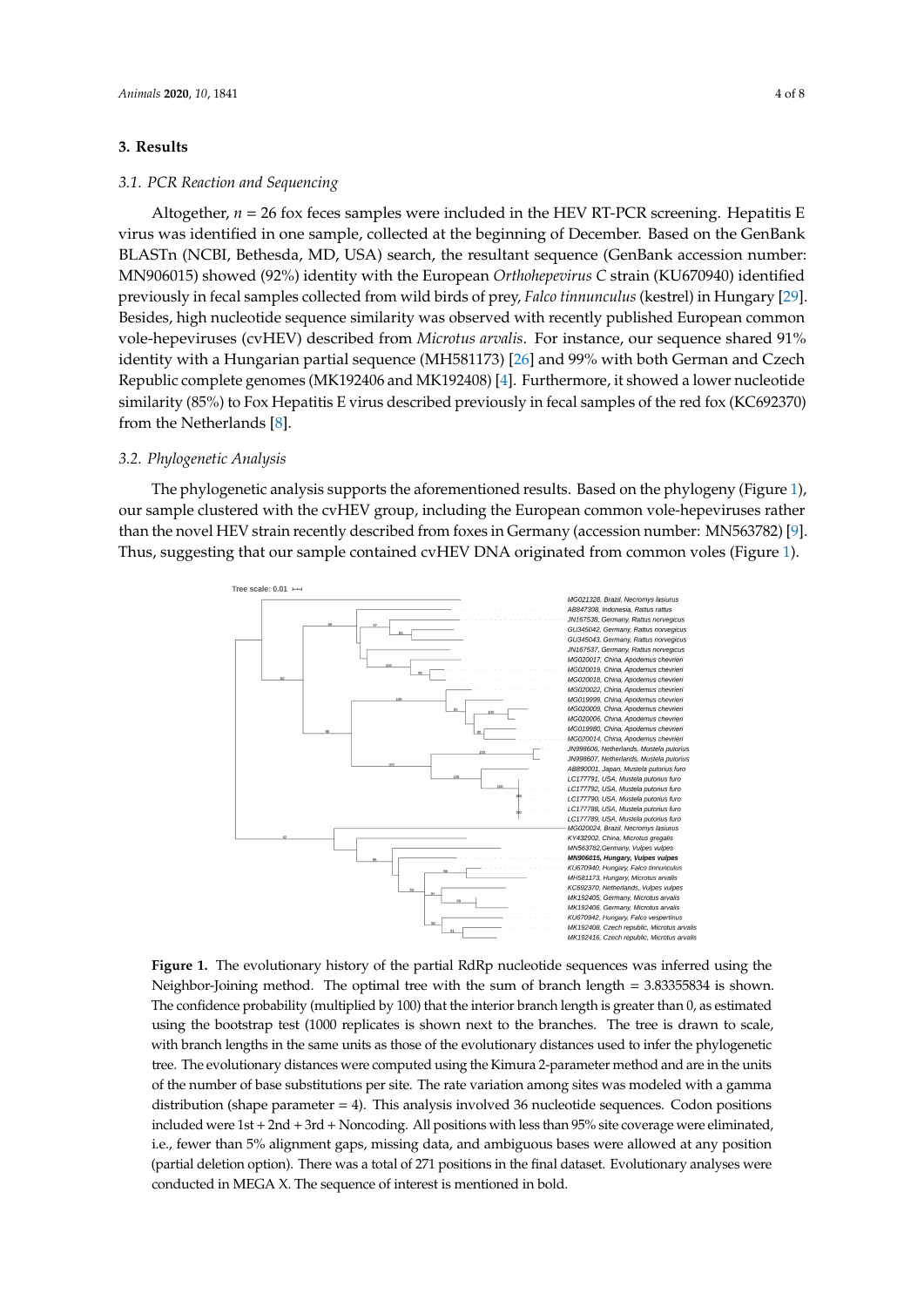## 3. Results

### 3.1. PCR Reaction and Sequencing

Altogether, $n$ = 26 fox feces samples were included in the HEV RT-PCR screening. Hepatitis E virus was identified in one sample, collected at the beginning of December. Based on the GenBank BLASTn (NCBI, Bethesda, MD, USA) search, the resultant sequence (GenBank accession number: MN906015) showed (92%) identity with the European *Orthohepevirus C* strain (KU670940) identified previously in fecal samples collected from wild birds of prey, *Falco tinnunculus* (kestrel) in Hungary [29]. Besides, high nucleotide sequence similarity was observed with recently published European common vole-hepeviruses (cvHEV) described from *Microtus arvalis*. For instance, our sequence shared 91% identity with a Hungarian partial sequence (MH581173) [26] and 99% with both German and Czech Republic complete genomes (MK192406 and MK192408) [4]. Furthermore, it showed a lower nucleotide similarity (85%) to Fox Hepatitis E virus described previously in fecal samples of the red fox (KC692370) from the Netherlands [8].

### 3.2. Phylogenetic Analysis

The phylogenetic analysis supports the aforementioned results. Based on the phylogeny (Figure 1), our sample clustered with the cvHEV group, including the European common vole-hepeviruses rather than the novel HEV strain recently described from foxes in Germany (accession number: MN563782) [9]. Thus, suggesting that our sample contained cvHEV DNA originated from common voles (Figure 1).

**Figure 1.** The evolutionary history of the partial RdRp nucleotide sequences was inferred using the Neighbor-Joining method. The optimal tree with the sum of branch length = 3.83355834 is shown. The confidence probability (multiplied by 100) that the interior branch length is greater than 0, as estimated using the bootstrap test (1000 replicates is shown next to the branches. The tree is drawn to scale, with branch lengths in the same units as those of the evolutionary distances used to infer the phylogenetic tree. The evolutionary distances were computed using the Kimura 2-parameter method and are in the units of the number of base substitutions per site. The rate variation among sites was modeled with a gamma distribution (shape parameter = 4). This analysis involved 36 nucleotide sequences. Codon positions included were 1st + 2nd + 3rd + Noncoding. All positions with less than 95% site coverage were eliminated, i.e., fewer than 5% alignment gaps, missing data, and ambiguous bases were allowed at any position (partial deletion option). There was a total of 271 positions in the final dataset. Evolutionary analyses were conducted in MEGA X. The sequence of interest is mentioned in bold.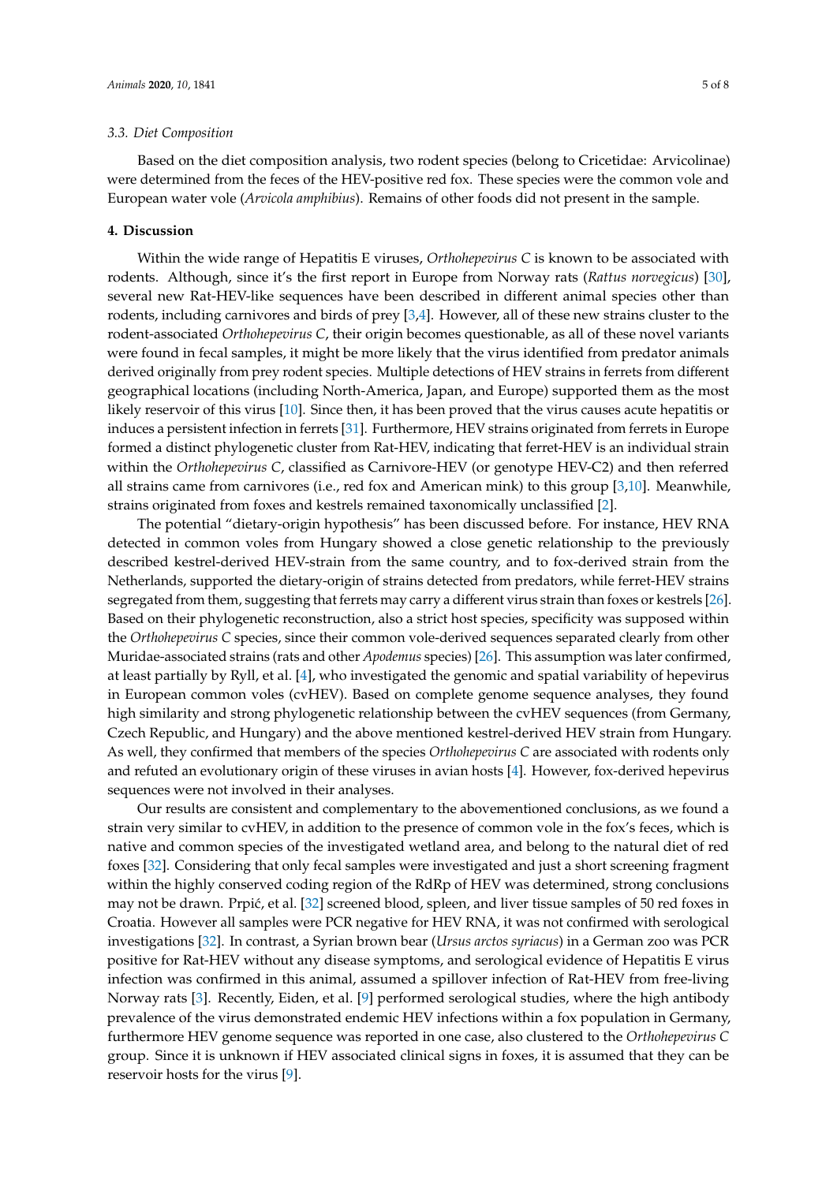### 3.3. Diet Composition

Based on the diet composition analysis, two rodent species (belong to Cricetidae: Arvicolinae) were determined from the feces of the HEV-positive red fox. These species were the common vole and European water vole (*Arvicola amphibius*). Remains of other foods did not present in the sample.

## 4. Discussion

Within the wide range of Hepatitis E viruses, *Orthohepevirus C* is known to be associated with rodents. Although, since it's the first report in Europe from Norway rats (*Rattus norvegicus*) [30], several new Rat-HEV-like sequences have been described in different animal species other than rodents, including carnivores and birds of prey [3,4]. However, all of these new strains cluster to the rodent-associated *Orthohepevirus C*, their origin becomes questionable, as all of these novel variants were found in fecal samples, it might be more likely that the virus identified from predator animals derived originally from prey rodent species. Multiple detections of HEV strains in ferrets from different geographical locations (including North-America, Japan, and Europe) supported them as the most likely reservoir of this virus [10]. Since then, it has been proved that the virus causes acute hepatitis or induces a persistent infection in ferrets [31]. Furthermore, HEV strains originated from ferrets in Europe formed a distinct phylogenetic cluster from Rat-HEV, indicating that ferret-HEV is an individual strain within the *Orthohepevirus C*, classified as Carnivore-HEV (or genotype HEV-C2) and then referred all strains came from carnivores (i.e., red fox and American mink) to this group [3,10]. Meanwhile, strains originated from foxes and kestrels remained taxonomically unclassified [2].

The potential "dietary-origin hypothesis" has been discussed before. For instance, HEV RNA detected in common voles from Hungary showed a close genetic relationship to the previously described kestrel-derived HEV-strain from the same country, and to fox-derived strain from the Netherlands, supported the dietary-origin of strains detected from predators, while ferret-HEV strains segregated from them, suggesting that ferrets may carry a different virus strain than foxes or kestrels [26]. Based on their phylogenetic reconstruction, also a strict host species, specificity was supposed within the *Orthohepevirus C* species, since their common vole-derived sequences separated clearly from other Muridae-associated strains (rats and other *Apodemus* species) [26]. This assumption was later confirmed, at least partially by Ryll, et al. [4], who investigated the genomic and spatial variability of hepevirus in European common voles (cvHEV). Based on complete genome sequence analyses, they found high similarity and strong phylogenetic relationship between the cvHEV sequences (from Germany, Czech Republic, and Hungary) and the above mentioned kestrel-derived HEV strain from Hungary. As well, they confirmed that members of the species *Orthohepevirus C* are associated with rodents only and refuted an evolutionary origin of these viruses in avian hosts [4]. However, fox-derived hepevirus sequences were not involved in their analyses.

Our results are consistent and complementary to the abovementioned conclusions, as we found a strain very similar to cvHEV, in addition to the presence of common vole in the fox's feces, which is native and common species of the investigated wetland area, and belong to the natural diet of red foxes [32]. Considering that only fecal samples were investigated and just a short screening fragment within the highly conserved coding region of the RdRp of HEV was determined, strong conclusions may not be drawn. Prpić, et al. [32] screened blood, spleen, and liver tissue samples of 50 red foxes in Croatia. However all samples were PCR negative for HEV RNA, it was not confirmed with serological investigations [32]. In contrast, a Syrian brown bear (*Ursus arctos syriacus*) in a German zoo was PCR positive for Rat-HEV without any disease symptoms, and serological evidence of Hepatitis E virus infection was confirmed in this animal, assumed a spillover infection of Rat-HEV from free-living Norway rats [3]. Recently, Eiden, et al. [9] performed serological studies, where the high antibody prevalence of the virus demonstrated endemic HEV infections within a fox population in Germany, furthermore HEV genome sequence was reported in one case, also clustered to the *Orthohepevirus C* group. Since it is unknown if HEV associated clinical signs in foxes, it is assumed that they can be reservoir hosts for the virus [9].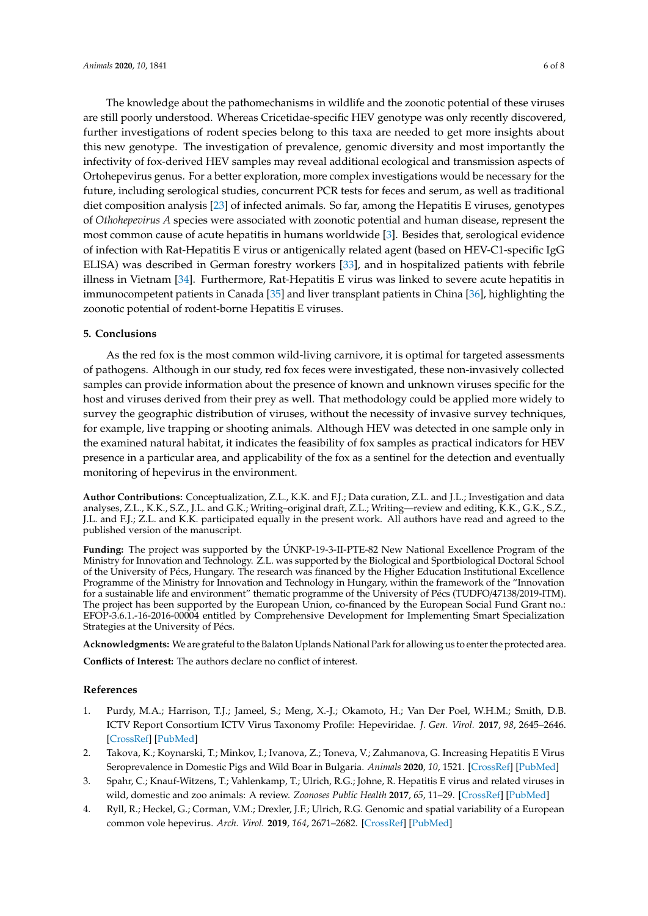The knowledge about the pathomechanisms in wildlife and the zoonotic potential of these viruses are still poorly understood. Whereas Cricetidae-specific HEV genotype was only recently discovered, further investigations of rodent species belong to this taxa are needed to get more insights about this new genotype. The investigation of prevalence, genomic diversity and most importantly the infectivity of fox-derived HEV samples may reveal additional ecological and transmission aspects of Ortohepevirus genus. For a better exploration, more complex investigations would be necessary for the future, including serological studies, concurrent PCR tests for feces and serum, as well as traditional diet composition analysis [23] of infected animals. So far, among the Hepatitis E viruses, genotypes of *Othohepevirus A* species were associated with zoonotic potential and human disease, represent the most common cause of acute hepatitis in humans worldwide [3]. Besides that, serological evidence of infection with Rat-Hepatitis E virus or antigenically related agent (based on HEV-C1-specific IgG ELISA) was described in German forestry workers [33], and in hospitalized patients with febrile illness in Vietnam [34]. Furthermore, Rat-Hepatitis E virus was linked to severe acute hepatitis in immunocompetent patients in Canada [35] and liver transplant patients in China [36], highlighting the zoonotic potential of rodent-borne Hepatitis E viruses.

## 5. Conclusions

As the red fox is the most common wild-living carnivore, it is optimal for targeted assessments of pathogens. Although in our study, red fox feces were investigated, these non-invasively collected samples can provide information about the presence of known and unknown viruses specific for the host and viruses derived from their prey as well. That methodology could be applied more widely to survey the geographic distribution of viruses, without the necessity of invasive survey techniques, for example, live trapping or shooting animals. Although HEV was detected in one sample only in the examined natural habitat, it indicates the feasibility of fox samples as practical indicators for HEV presence in a particular area, and applicability of the fox as a sentinel for the detection and eventually monitoring of hepevirus in the environment.

**Author Contributions:** Conceptualization, Z.L., K.K. and F.J.; Data curation, Z.L. and J.L.; Investigation and data analyses, Z.L., K.K., S.Z., J.L. and G.K.; Writing–original draft, Z.L.; Writing—review and editing, K.K., G.K., S.Z., J.L. and F.J.; Z.L. and K.K. participated equally in the present work. All authors have read and agreed to the published version of the manuscript.

**Funding:** The project was supported by the ÚNKP-19-3-II-PTE-82 New National Excellence Program of the Ministry for Innovation and Technology. Z.L. was supported by the Biological and Sportbiological Doctoral School of the University of Pécs, Hungary. The research was financed by the Higher Education Institutional Excellence Programme of the Ministry for Innovation and Technology in Hungary, within the framework of the "Innovation for a sustainable life and environment" thematic programme of the University of Pécs (TUDFO/47138/2019-ITM). The project has been supported by the European Union, co-financed by the European Social Fund Grant no.: EFOP-3.6.1.-16-2016-00004 entitled by Comprehensive Development for Implementing Smart Specialization Strategies at the University of Pécs.

**Acknowledgments:** We are grateful to the Balaton Uplands National Park for allowing us to enter the protected area.

**Conflicts of Interest:** The authors declare no conflict of interest.

## References

1. Purdy, M.A.; Harrison, T.J.; Jameel, S.; Meng, X.-J.; Okamoto, H.; Van Der Poel, W.H.M.; Smith, D.B. ICTV Report Consortium ICTV Virus Taxonomy Profile: Hepeviridae. *J. Gen. Virol.* **2017**, *98*, 2645–2646. [CrossRef] [PubMed]
2. Takova, K.; Koynarski, T.; Minkov, I.; Ivanova, Z.; Toneva, V.; Zahmanova, G. Increasing Hepatitis E Virus Seroprevalence in Domestic Pigs and Wild Boar in Bulgaria. *Animals* **2020**, *10*, 1521. [CrossRef] [PubMed]
3. Spahr, C.; Knauf-Witzens, T.; Vahlenkamp, T.; Ulrich, R.G.; Johne, R. Hepatitis E virus and related viruses in wild, domestic and zoo animals: A review. *Zoonoses Public Health* **2017**, *65*, 11–29. [CrossRef] [PubMed]
4. Ryll, R.; Heckel, G.; Corman, V.M.; Drexler, J.F.; Ulrich, R.G. Genomic and spatial variability of a European common vole hepevirus. *Arch. Virol.* **2019**, *164*, 2671–2682. [CrossRef] [PubMed]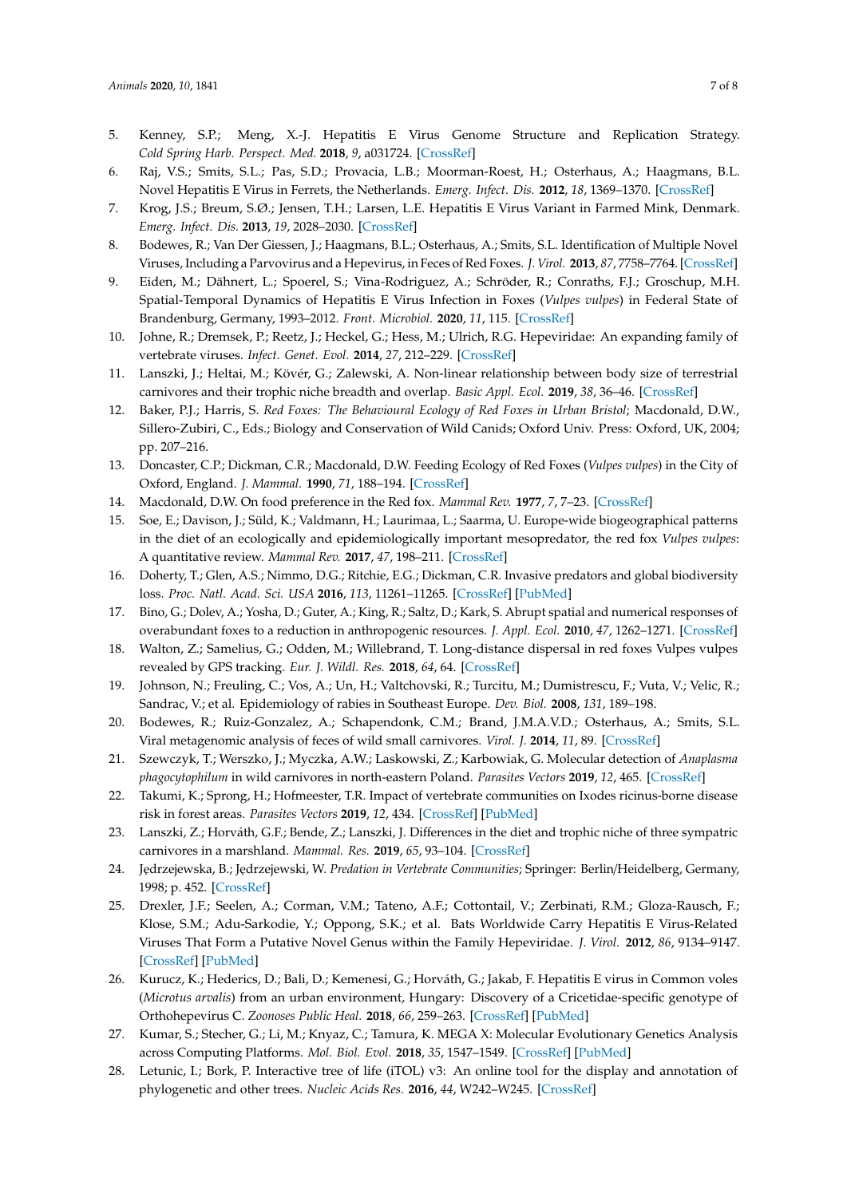5. Kenney, S.P.; Meng, X.-J. Hepatitis E Virus Genome Structure and Replication Strategy. *Cold Spring Harb. Perspect. Med.* **2018**, *9*, a031724. [CrossRef]
6. Raj, V.S.; Smits, S.L.; Pas, S.D.; Provacia, L.B.; Moorman-Roest, H.; Osterhaus, A.; Haagmans, B.L. Novel Hepatitis E Virus in Ferrets, the Netherlands. *Emerg. Infect. Dis.* **2012**, *18*, 1369–1370. [CrossRef]
7. Krog, J.S.; Breum, S.Ø.; Jensen, T.H.; Larsen, L.E. Hepatitis E Virus Variant in Farmed Mink, Denmark. *Emerg. Infect. Dis.* **2013**, *19*, 2028–2030. [CrossRef]
8. Bodewes, R.; Van Der Giessen, J.; Haagmans, B.L.; Osterhaus, A.; Smits, S.L. Identification of Multiple Novel Viruses, Including a Parvovirus and a Hepevirus, in Feces of Red Foxes. *J. Virol.* **2013**, *87*, 7758–7764. [CrossRef]
9. Eiden, M.; Dähnert, L.; Spoerel, S.; Vina-Rodriguez, A.; Schröder, R.; Conraths, F.J.; Groschup, M.H. Spatial-Temporal Dynamics of Hepatitis E Virus Infection in Foxes (*Vulpes vulpes*) in Federal State of Brandenburg, Germany, 1993–2012. *Front. Microbiol.* **2020**, *11*, 115. [CrossRef]
10. Johne, R.; Dremsek, P.; Reetz, J.; Heckel, G.; Hess, M.; Ulrich, R.G. Hepeviridae: An expanding family of vertebrate viruses. *Infect. Genet. Evol.* **2014**, *27*, 212–229. [CrossRef]
11. Lanszki, J.; Heltai, M.; Kövér, G.; Zalewski, A. Non-linear relationship between body size of terrestrial carnivores and their trophic niche breadth and overlap. *Basic Appl. Ecol.* **2019**, *38*, 36–46. [CrossRef]
12. Baker, P.J.; Harris, S. *Red Foxes: The Behavioural Ecology of Red Foxes in Urban Bristol*; Macdonald, D.W., Sillero-Zubiri, C., Eds.; Biology and Conservation of Wild Canids; Oxford Univ. Press: Oxford, UK, 2004; pp. 207–216.
13. Doncaster, C.P.; Dickman, C.R.; Macdonald, D.W. Feeding Ecology of Red Foxes (*Vulpes vulpes*) in the City of Oxford, England. *J. Mammal.* **1990**, *71*, 188–194. [CrossRef]
14. Macdonald, D.W. On food preference in the Red fox. *Mammal Rev.* **1977**, *7*, 7–23. [CrossRef]
15. Soe, E.; Davison, J.; Süld, K.; Valdmann, H.; Laurimaa, L.; Saarma, U. Europe-wide biogeographical patterns in the diet of an ecologically and epidemiologically important mesopredator, the red fox *Vulpes vulpes*: A quantitative review. *Mammal Rev.* **2017**, *47*, 198–211. [CrossRef]
16. Doherty, T.; Glen, A.S.; Nimmo, D.G.; Ritchie, E.G.; Dickman, C.R. Invasive predators and global biodiversity loss. *Proc. Natl. Acad. Sci. USA* **2016**, *113*, 11261–11265. [CrossRef] [PubMed]
17. Bino, G.; Dolev, A.; Yosha, D.; Guter, A.; King, R.; Saltz, D.; Kark, S. Abrupt spatial and numerical responses of overabundant foxes to a reduction in anthropogenic resources. *J. Appl. Ecol.* **2010**, *47*, 1262–1271. [CrossRef]
18. Walton, Z.; Samelius, G.; Odden, M.; Willebrand, T. Long-distance dispersal in red foxes Vulpes vulpes revealed by GPS tracking. *Eur. J. Wildl. Res.* **2018**, *64*, 64. [CrossRef]
19. Johnson, N.; Freuling, C.; Vos, A.; Un, H.; Valtchovski, R.; Turcitu, M.; Dumistrescu, F.; Vuta, V.; Velic, R.; Sandrac, V.; et al. Epidemiology of rabies in Southeast Europe. *Dev. Biol.* **2008**, *131*, 189–198.
20. Bodewes, R.; Ruiz-Gonzalez, A.; Schapendonk, C.M.; Brand, J.M.A.V.D.; Osterhaus, A.; Smits, S.L. Viral metagenomic analysis of feces of wild small carnivores. *Virol. J.* **2014**, *11*, 89. [CrossRef]
21. Szewczyk, T.; Werszko, J.; Myczka, A.W.; Laskowski, Z.; Karbowiak, G. Molecular detection of *Anaplasma phagocytophilum* in wild carnivores in north-eastern Poland. *Parasites Vectors* **2019**, *12*, 465. [CrossRef]
22. Takumi, K.; Sprong, H.; Hofmeester, T.R. Impact of vertebrate communities on Ixodes ricinus-borne disease risk in forest areas. *Parasites Vectors* **2019**, *12*, 434. [CrossRef] [PubMed]
23. Lanszki, Z.; Horváth, G.F.; Bende, Z.; Lanszki, J. Differences in the diet and trophic niche of three sympatric carnivores in a marshland. *Mammal. Res.* **2019**, *65*, 93–104. [CrossRef]
24. Jędrzejewska, B.; Jędrzejewski, W. *Predation in Vertebrate Communities*; Springer: Berlin/Heidelberg, Germany, 1998; p. 452. [CrossRef]
25. Drexler, J.F.; Seelen, A.; Corman, V.M.; Tateno, A.F.; Cottontail, V.; Zerbinati, R.M.; Gloza-Rausch, F.; Klose, S.M.; Adu-Sarkodie, Y.; Oppong, S.K.; et al. Bats Worldwide Carry Hepatitis E Virus-Related Viruses That Form a Putative Novel Genus within the Family Hepeviridae. *J. Virol.* **2012**, *86*, 9134–9147. [CrossRef] [PubMed]
26. Kurucz, K.; Hederics, D.; Bali, D.; Kemenesi, G.; Horváth, G.; Jakab, F. Hepatitis E virus in Common voles (*Microtus arvalis*) from an urban environment, Hungary: Discovery of a Cricetidae-specific genotype of Orthohepevirus C. *Zoonoses Public Heal.* **2018**, *66*, 259–263. [CrossRef] [PubMed]
27. Kumar, S.; Stecher, G.; Li, M.; Knyaz, C.; Tamura, K. MEGA X: Molecular Evolutionary Genetics Analysis across Computing Platforms. *Mol. Biol. Evol.* **2018**, *35*, 1547–1549. [CrossRef] [PubMed]
28. Letunic, I.; Bork, P. Interactive tree of life (iTOL) v3: An online tool for the display and annotation of phylogenetic and other trees. *Nucleic Acids Res.* **2016**, *44*, W242–W245. [CrossRef]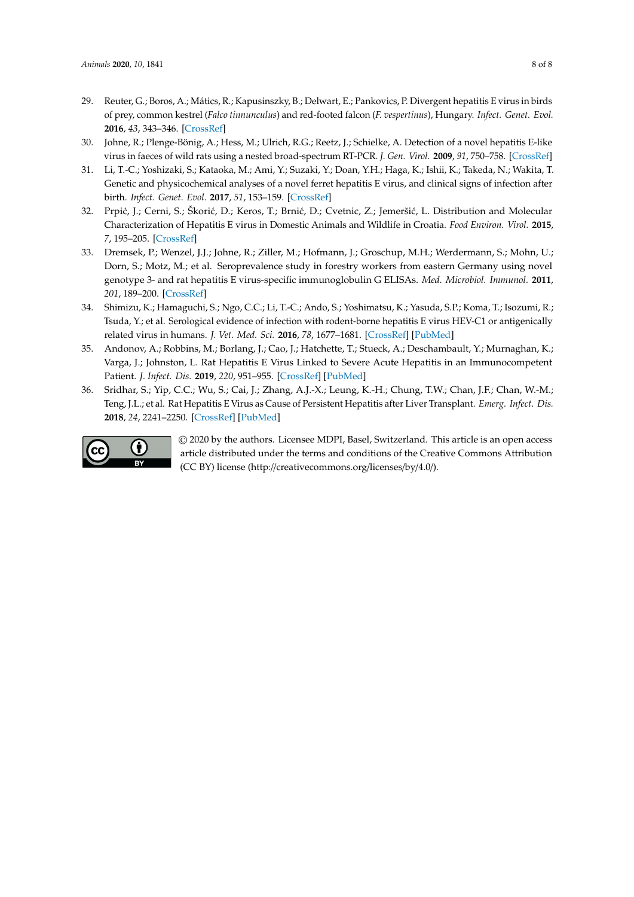29. Reuter, G.; Boros, A.; Mátics, R.; Kapusinszky, B.; Delwart, E.; Pankovics, P. Divergent hepatitis E virus in birds of prey, common kestrel (*Falco tinnunculus*) and red-footed falcon (*F. vespertinus*), Hungary. *Infect. Genet. Evol.* **2016**, *43*, 343–346. [CrossRef]
30. Johne, R.; Plenge-Bönig, A.; Hess, M.; Ulrich, R.G.; Reetz, J.; Schielke, A. Detection of a novel hepatitis E-like virus in faeces of wild rats using a nested broad-spectrum RT-PCR. *J. Gen. Virol.* **2009**, *91*, 750–758. [CrossRef]
31. Li, T.-C.; Yoshizaki, S.; Kataoka, M.; Ami, Y.; Suzaki, Y.; Doan, Y.H.; Haga, K.; Ishii, K.; Takeda, N.; Wakita, T. Genetic and physicochemical analyses of a novel ferret hepatitis E virus, and clinical signs of infection after birth. *Infect. Genet. Evol.* **2017**, *51*, 153–159. [CrossRef]
32. Prpić, J.; Cerni, S.; Škorić, D.; Keros, T.; Brnić, D.; Cvetnic, Z.; Jemeršić, L. Distribution and Molecular Characterization of Hepatitis E virus in Domestic Animals and Wildlife in Croatia. *Food Environ. Virol.* **2015**, *7*, 195–205. [CrossRef]
33. Dremsek, P.; Wenzel, J.J.; Johne, R.; Ziller, M.; Hofmann, J.; Groschup, M.H.; Werdermann, S.; Mohn, U.; Dorn, S.; Motz, M.; et al. Seroprevalence study in forestry workers from eastern Germany using novel genotype 3- and rat hepatitis E virus-specific immunoglobulin G ELISAs. *Med. Microbiol. Immunol.* **2011**, *201*, 189–200. [CrossRef]
34. Shimizu, K.; Hamaguchi, S.; Ngo, C.C.; Li, T.-C.; Ando, S.; Yoshimatsu, K.; Yasuda, S.P.; Koma, T.; Isozumi, R.; Tsuda, Y.; et al. Serological evidence of infection with rodent-borne hepatitis E virus HEV-C1 or antigenically related virus in humans. *J. Vet. Med. Sci.* **2016**, *78*, 1677–1681. [CrossRef] [PubMed]
35. Andonov, A.; Robbins, M.; Borlang, J.; Cao, J.; Hatchette, T.; Stueck, A.; Deschambault, Y.; Murnaghan, K.; Varga, J.; Johnston, L. Rat Hepatitis E Virus Linked to Severe Acute Hepatitis in an Immunocompetent Patient. *J. Infect. Dis.* **2019**, *220*, 951–955. [CrossRef] [PubMed]
36. Sridhar, S.; Yip, C.C.; Wu, S.; Cai, J.; Zhang, A.J.-X.; Leung, K.-H.; Chung, T.W.; Chan, J.F.; Chan, W.-M.; Teng, J.L.; et al. Rat Hepatitis E Virus as Cause of Persistent Hepatitis after Liver Transplant. *Emerg. Infect. Dis.* **2018**, *24*, 2241–2250. [CrossRef] [PubMed]

© 2020 by the authors. Licensee MDPI, Basel, Switzerland. This article is an open access article distributed under the terms and conditions of the Creative Commons Attribution (CC BY) license (http://creativecommons.org/licenses/by/4.0/).